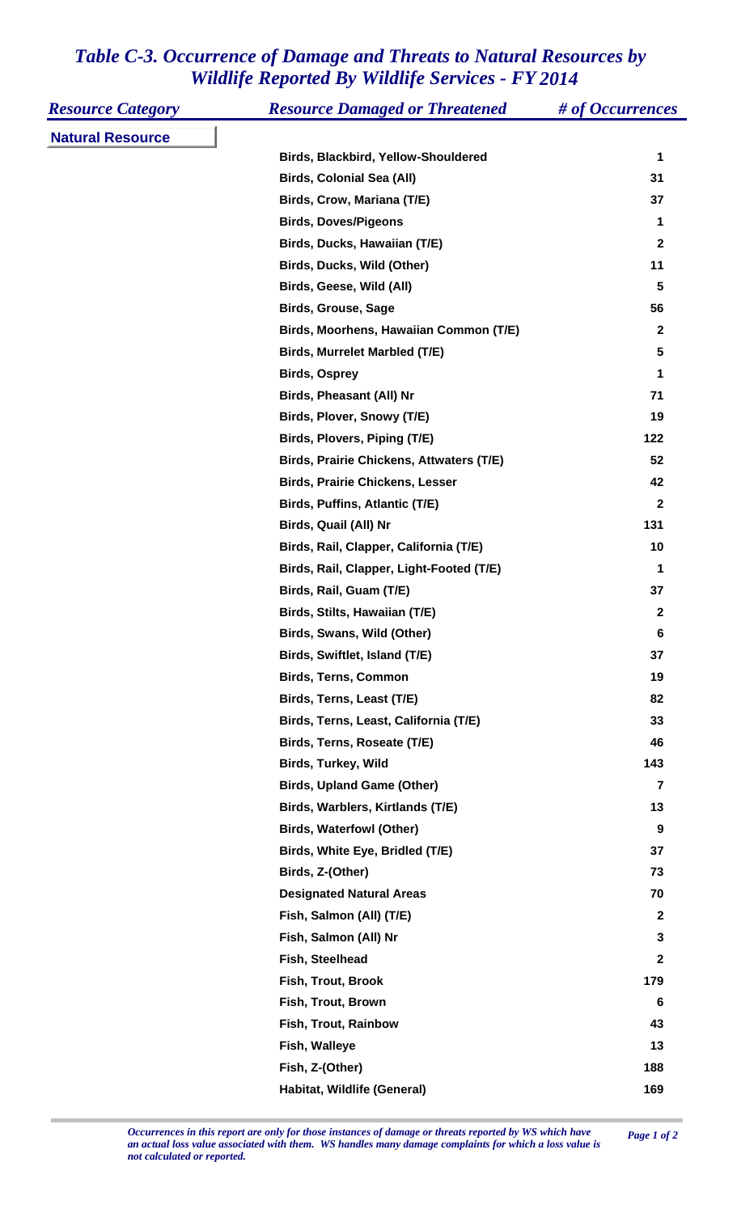# *Table C-3. Occurrence of Damage and Threats to Natural Resources by Wildlife Reported By Wildlife Services - FY 2014*

| *Resource Category* | *Resource Damaged or Threatened* | *# of Occurrences* |
|---|---|---|
| **Natural Resource** | | |
| | **Birds, Blackbird, Yellow-Shouldered** | **1** |
| | **Birds, Colonial Sea (All)** | **31** |
| | **Birds, Crow, Mariana (T/E)** | **37** |
| | **Birds, Doves/Pigeons** | **1** |
| | **Birds, Ducks, Hawaiian (T/E)** | **2** |
| | **Birds, Ducks, Wild (Other)** | **11** |
| | **Birds, Geese, Wild (All)** | **5** |
| | **Birds, Grouse, Sage** | **56** |
| | **Birds, Moorhens, Hawaiian Common (T/E)** | **2** |
| | **Birds, Murrelet Marbled (T/E)** | **5** |
| | **Birds, Osprey** | **1** |
| | **Birds, Pheasant (All) Nr** | **71** |
| | **Birds, Plover, Snowy (T/E)** | **19** |
| | **Birds, Plovers, Piping (T/E)** | **122** |
| | **Birds, Prairie Chickens, Attwaters (T/E)** | **52** |
| | **Birds, Prairie Chickens, Lesser** | **42** |
| | **Birds, Puffins, Atlantic (T/E)** | **2** |
| | **Birds, Quail (All) Nr** | **131** |
| | **Birds, Rail, Clapper, California (T/E)** | **10** |
| | **Birds, Rail, Clapper, Light-Footed (T/E)** | **1** |
| | **Birds, Rail, Guam (T/E)** | **37** |
| | **Birds, Stilts, Hawaiian (T/E)** | **2** |
| | **Birds, Swans, Wild (Other)** | **6** |
| | **Birds, Swiftlet, Island (T/E)** | **37** |
| | **Birds, Terns, Common** | **19** |
| | **Birds, Terns, Least (T/E)** | **82** |
| | **Birds, Terns, Least, California (T/E)** | **33** |
| | **Birds, Terns, Roseate (T/E)** | **46** |
| | **Birds, Turkey, Wild** | **143** |
| | **Birds, Upland Game (Other)** | **7** |
| | **Birds, Warblers, Kirtlands (T/E)** | **13** |
| | **Birds, Waterfowl (Other)** | **9** |
| | **Birds, White Eye, Bridled (T/E)** | **37** |
| | **Birds, Z-(Other)** | **73** |
| | **Designated Natural Areas** | **70** |
| | **Fish, Salmon (All) (T/E)** | **2** |
| | **Fish, Salmon (All) Nr** | **3** |
| | **Fish, Steelhead** | **2** |
| | **Fish, Trout, Brook** | **179** |
| | **Fish, Trout, Brown** | **6** |
| | **Fish, Trout, Rainbow** | **43** |
| | **Fish, Walleye** | **13** |
| | **Fish, Z-(Other)** | **188** |
| | **Habitat, Wildlife (General)** | **169** |

*Occurrences in this report are only for those instances of damage or threats reported by WS which have an actual loss value associated with them. WS handles many damage complaints for which a loss value is not calculated or reported.*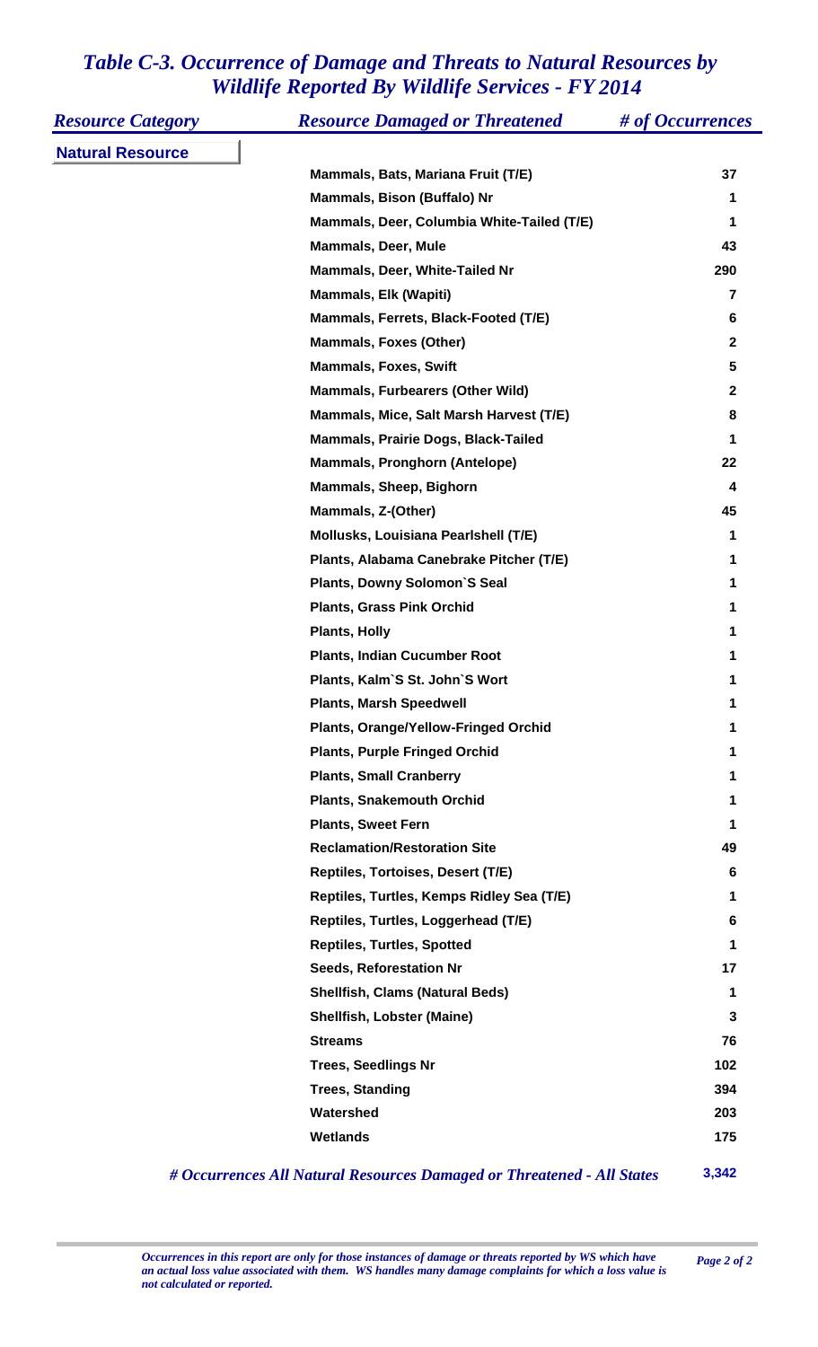# *Table C-3. Occurrence of Damage and Threats to Natural Resources by Wildlife Reported By Wildlife Services - FY 2014*

| *Resource Category* | *Resource Damaged or Threatened* | *# of Occurrences* |
|---|---|---|
| **Natural Resource** | | |
| | **Mammals, Bats, Mariana Fruit (T/E)** | **37** |
| | **Mammals, Bison (Buffalo) Nr** | **1** |
| | **Mammals, Deer, Columbia White-Tailed (T/E)** | **1** |
| | **Mammals, Deer, Mule** | **43** |
| | **Mammals, Deer, White-Tailed Nr** | **290** |
| | **Mammals, Elk (Wapiti)** | **7** |
| | **Mammals, Ferrets, Black-Footed (T/E)** | **6** |
| | **Mammals, Foxes (Other)** | **2** |
| | **Mammals, Foxes, Swift** | **5** |
| | **Mammals, Furbearers (Other Wild)** | **2** |
| | **Mammals, Mice, Salt Marsh Harvest (T/E)** | **8** |
| | **Mammals, Prairie Dogs, Black-Tailed** | **1** |
| | **Mammals, Pronghorn (Antelope)** | **22** |
| | **Mammals, Sheep, Bighorn** | **4** |
| | **Mammals, Z-(Other)** | **45** |
| | **Mollusks, Louisiana Pearlshell (T/E)** | **1** |
| | **Plants, Alabama Canebrake Pitcher (T/E)** | **1** |
| | **Plants, Downy Solomon`S Seal** | **1** |
| | **Plants, Grass Pink Orchid** | **1** |
| | **Plants, Holly** | **1** |
| | **Plants, Indian Cucumber Root** | **1** |
| | **Plants, Kalm`S St. John`S Wort** | **1** |
| | **Plants, Marsh Speedwell** | **1** |
| | **Plants, Orange/Yellow-Fringed Orchid** | **1** |
| | **Plants, Purple Fringed Orchid** | **1** |
| | **Plants, Small Cranberry** | **1** |
| | **Plants, Snakemouth Orchid** | **1** |
| | **Plants, Sweet Fern** | **1** |
| | **Reclamation/Restoration Site** | **49** |
| | **Reptiles, Tortoises, Desert (T/E)** | **6** |
| | **Reptiles, Turtles, Kemps Ridley Sea (T/E)** | **1** |
| | **Reptiles, Turtles, Loggerhead (T/E)** | **6** |
| | **Reptiles, Turtles, Spotted** | **1** |
| | **Seeds, Reforestation Nr** | **17** |
| | **Shellfish, Clams (Natural Beds)** | **1** |
| | **Shellfish, Lobster (Maine)** | **3** |
| | **Streams** | **76** |
| | **Trees, Seedlings Nr** | **102** |
| | **Trees, Standing** | **394** |
| | **Watershed** | **203** |
| | **Wetlands** | **175** |

***# Occurrences All Natural Resources Damaged or Threatened - All States*** **3,342**

*Occurrences in this report are only for those instances of damage or threats reported by WS which have an actual loss value associated with them. WS handles many damage complaints for which a loss value is not calculated or reported.*